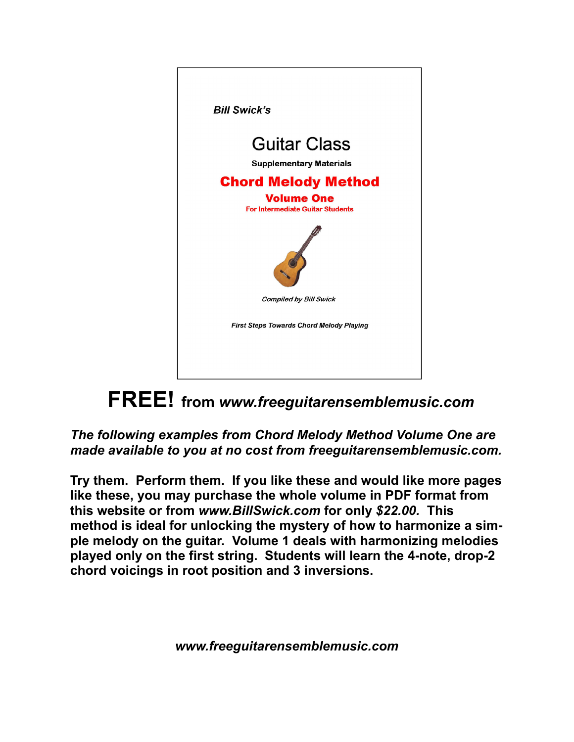*Bill Swick's*

# Guitar Class

**Supplementary Materials**

## Chord Melody Method

### Volume One

**For Intermediate Guitar Students**

*Compiled by Bill Swick*

*First Steps Towards Chord Melody Playing*

# FREE! from *www.freeguitarensemblemusic.com*

***The following examples from Chord Melody Method Volume One are made available to you at no cost from freeguitarensemblemusic.com.***

**Try them. Perform them. If you like these and would like more pages like these, you may purchase the whole volume in PDF format from this website or from *www.BillSwick.com* for only *$22.00.* This method is ideal for unlocking the mystery of how to harmonize a simple melody on the guitar. Volume 1 deals with harmonizing melodies played only on the first string. Students will learn the 4-note, drop-2 chord voicings in root position and 3 inversions.**

***www.freeguitarensemblemusic.com***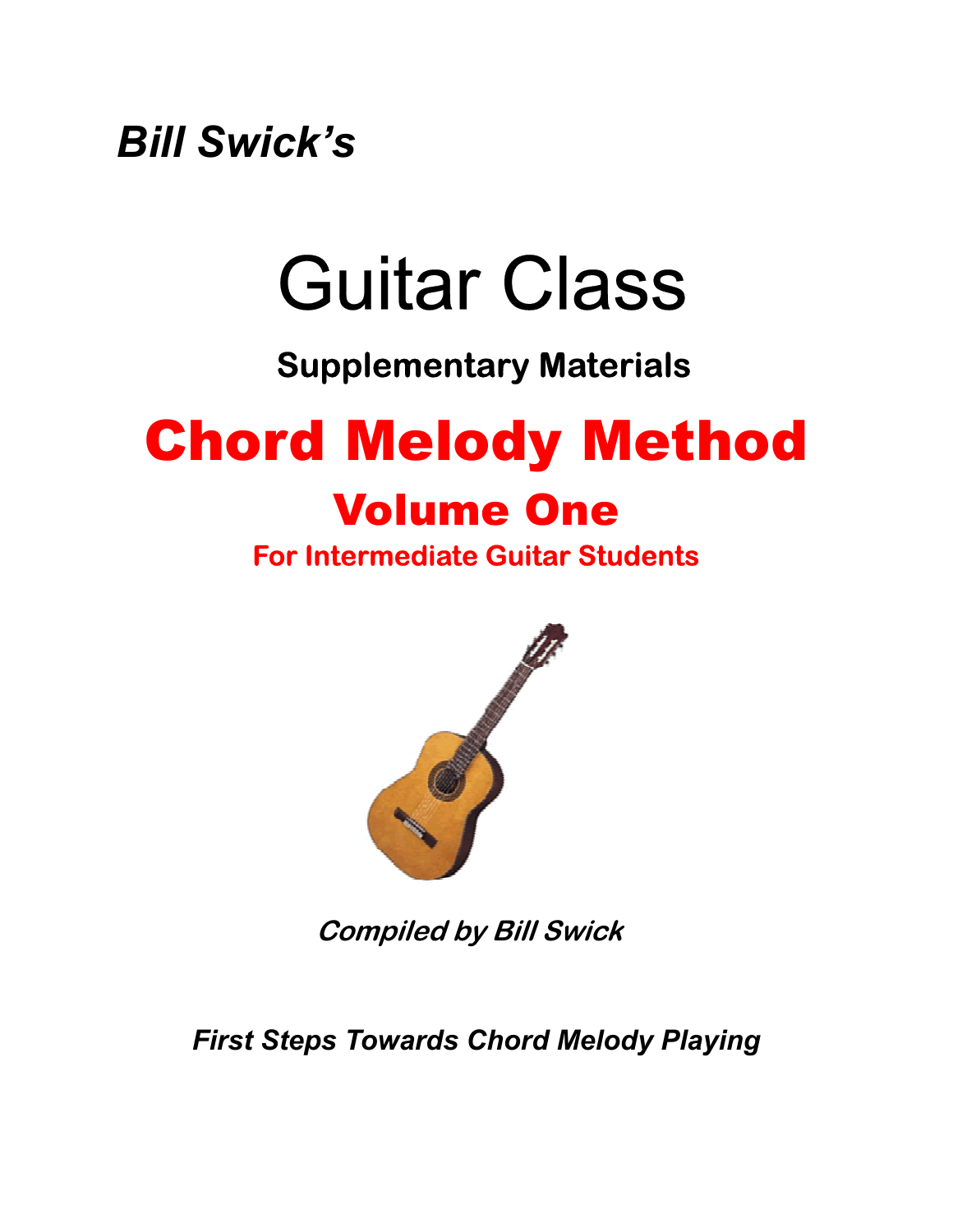*Bill Swick's*

# Guitar Class

**Supplementary Materials**

## Chord Melody Method

### Volume One

**For Intermediate Guitar Students**

***Compiled by Bill Swick***

***First Steps Towards Chord Melody Playing***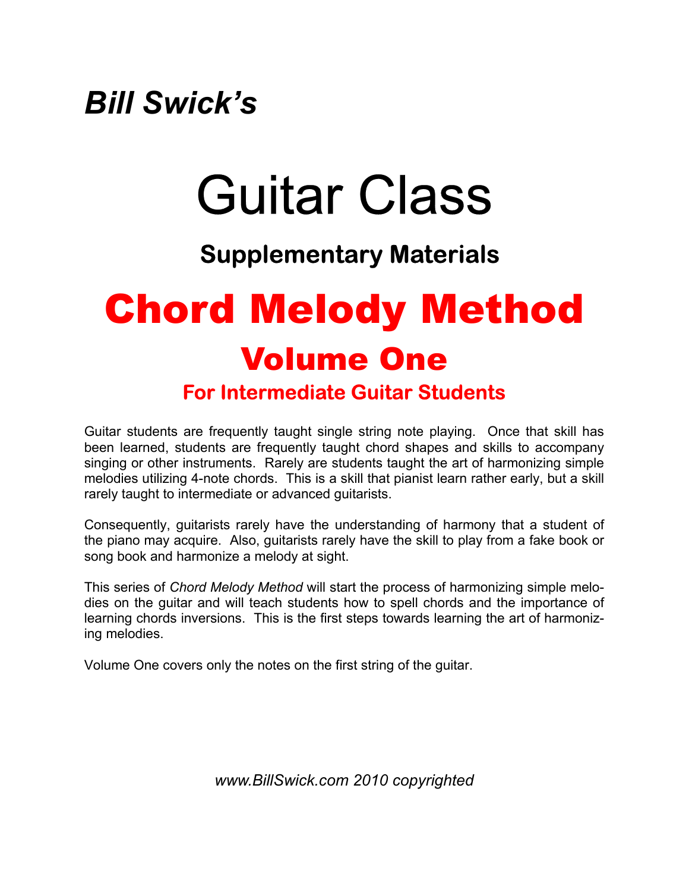*Bill Swick's*

# Guitar Class

## Supplementary Materials

# Chord Melody Method

## Volume One

### For Intermediate Guitar Students

Guitar students are frequently taught single string note playing. Once that skill has been learned, students are frequently taught chord shapes and skills to accompany singing or other instruments. Rarely are students taught the art of harmonizing simple melodies utilizing 4-note chords. This is a skill that pianist learn rather early, but a skill rarely taught to intermediate or advanced guitarists.

Consequently, guitarists rarely have the understanding of harmony that a student of the piano may acquire. Also, guitarists rarely have the skill to play from a fake book or song book and harmonize a melody at sight.

This series of *Chord Melody Method* will start the process of harmonizing simple melodies on the guitar and will teach students how to spell chords and the importance of learning chords inversions. This is the first steps towards learning the art of harmonizing melodies.

Volume One covers only the notes on the first string of the guitar.

*www.BillSwick.com 2010 copyrighted*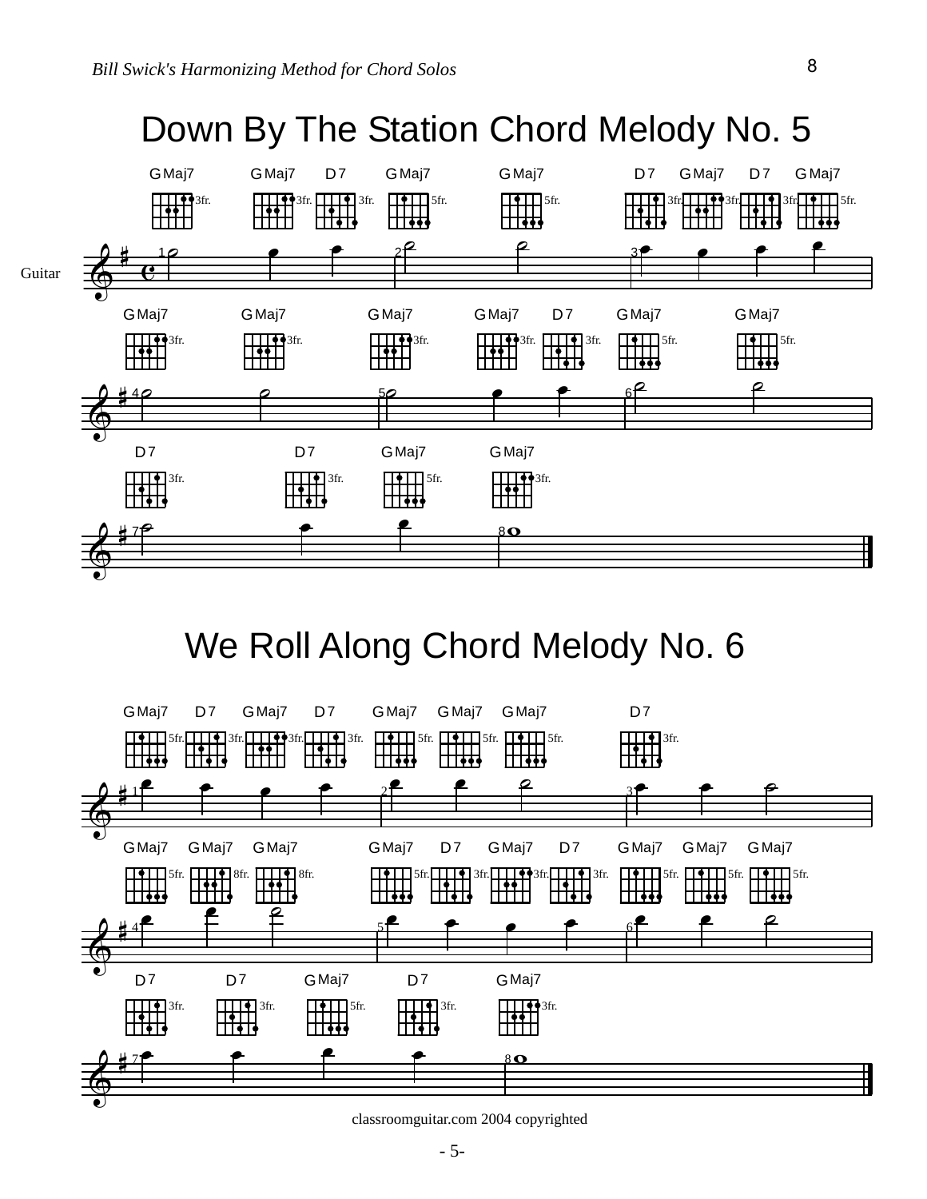# Down By The Station Chord Melody No. 5

GMaj7 GMaj7 D7 GMaj7 GMaj7 D7 GMaj7 D7 GMaj7

3fr. 3fr. 3fr. 5fr. 5fr. 3fr. 3fr. 3fr. 5fr.

Guitar

GMaj7 GMaj7 GMaj7 GMaj7 D7 GMaj7 GMaj7

3fr. 3fr. 3fr. 3fr. 3fr. 5fr. 5fr.

D7 D7 GMaj7 GMaj7

3fr. 3fr. 5fr. 3fr.

# We Roll Along Chord Melody No. 6

GMaj7 D7 GMaj7 D7 GMaj7 GMaj7 GMaj7 D7

5fr. 3fr. 3fr. 3fr. 5fr. 5fr. 5fr. 3fr.

GMaj7 GMaj7 GMaj7 GMaj7 D7 GMaj7 D7 GMaj7 GMaj7 GMaj7

5fr. 8fr. 8fr. 5fr. 3fr. 3fr. 3fr. 5fr. 5fr. 5fr.

D7 D7 GMaj7 D7 GMaj7

3fr. 3fr. 5fr. 3fr. 3fr.

classroomguitar.com 2004 copyrighted